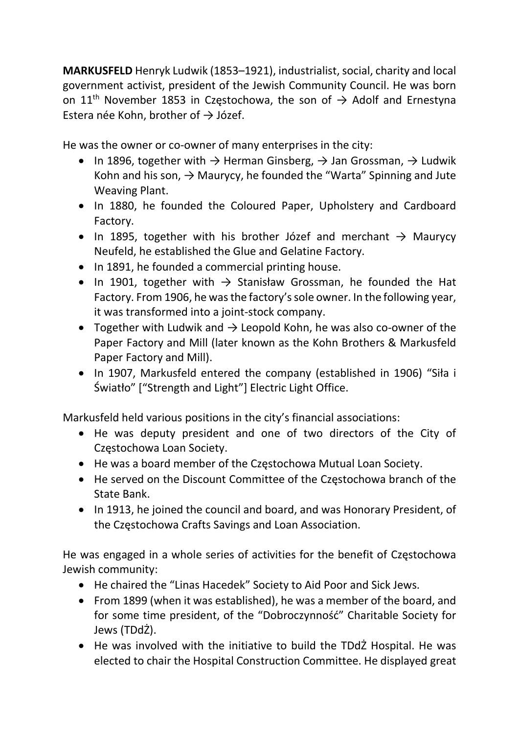**MARKUSFELD** Henryk Ludwik (1853–1921), industrialist, social, charity and local government activist, president of the Jewish Community Council. He was born on 11th November 1853 in Częstochowa, the son of → Adolf and Ernestyna Estera née Kohn, brother of → Józef.

He was the owner or co-owner of many enterprises in the city:

- In 1896, together with → Herman Ginsberg, → Jan Grossman, → Ludwik Kohn and his son, → Maurycy, he founded the "Warta" Spinning and Jute Weaving Plant.
- In 1880, he founded the Coloured Paper, Upholstery and Cardboard Factory.
- In 1895, together with his brother Józef and merchant → Maurycy Neufeld, he established the Glue and Gelatine Factory.
- In 1891, he founded a commercial printing house.
- In 1901, together with → Stanisław Grossman, he founded the Hat Factory. From 1906, he was the factory's sole owner. In the following year, it was transformed into a joint-stock company.
- Together with Ludwik and → Leopold Kohn, he was also co-owner of the Paper Factory and Mill (later known as the Kohn Brothers & Markusfeld Paper Factory and Mill).
- In 1907, Markusfeld entered the company (established in 1906) "Siła i Światło" ["Strength and Light"] Electric Light Office.

Markusfeld held various positions in the city's financial associations:

- He was deputy president and one of two directors of the City of Częstochowa Loan Society.
- He was a board member of the Częstochowa Mutual Loan Society.
- He served on the Discount Committee of the Częstochowa branch of the State Bank.
- In 1913, he joined the council and board, and was Honorary President, of the Częstochowa Crafts Savings and Loan Association.

He was engaged in a whole series of activities for the benefit of Częstochowa Jewish community:

- He chaired the "Linas Hacedek" Society to Aid Poor and Sick Jews.
- From 1899 (when it was established), he was a member of the board, and for some time president, of the "Dobroczynność" Charitable Society for Jews (TDdŻ).
- He was involved with the initiative to build the TDdŻ Hospital. He was elected to chair the Hospital Construction Committee. He displayed great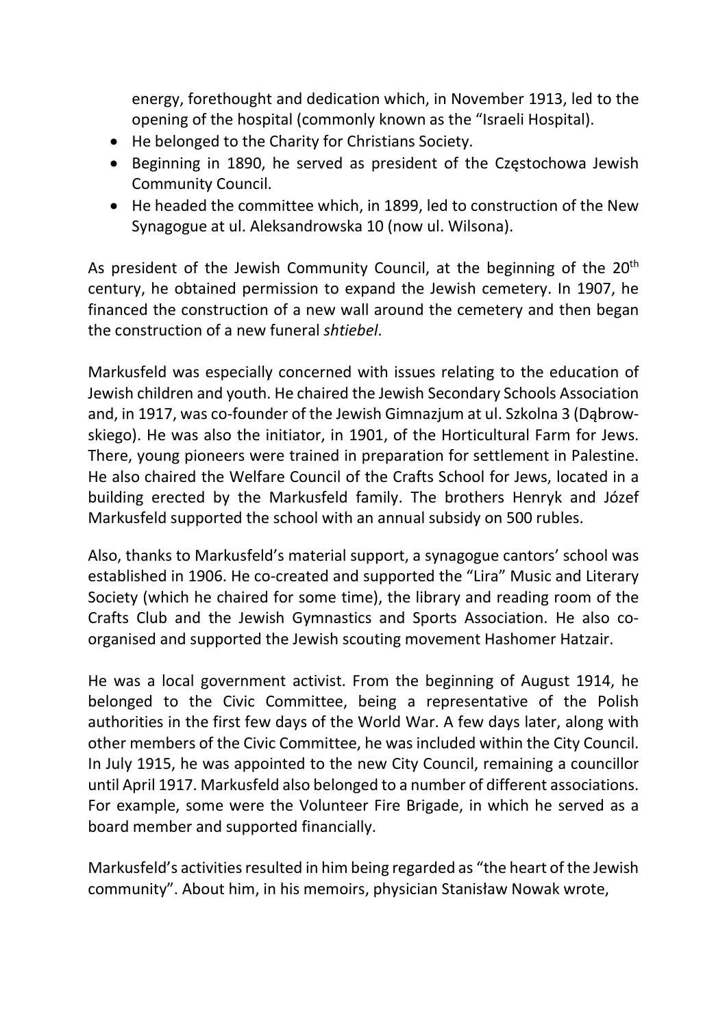energy, forethought and dedication which, in November 1913, led to the opening of the hospital (commonly known as the "Israeli Hospital).

- He belonged to the Charity for Christians Society.
- Beginning in 1890, he served as president of the Częstochowa Jewish Community Council.
- He headed the committee which, in 1899, led to construction of the New Synagogue at ul. Aleksandrowska 10 (now ul. Wilsona).

As president of the Jewish Community Council, at the beginning of the 20th century, he obtained permission to expand the Jewish cemetery. In 1907, he financed the construction of a new wall around the cemetery and then began the construction of a new funeral *shtiebel*.

Markusfeld was especially concerned with issues relating to the education of Jewish children and youth. He chaired the Jewish Secondary Schools Association and, in 1917, was co-founder of the Jewish Gimnazjum at ul. Szkolna 3 (Dąbrowskiego). He was also the initiator, in 1901, of the Horticultural Farm for Jews. There, young pioneers were trained in preparation for settlement in Palestine. He also chaired the Welfare Council of the Crafts School for Jews, located in a building erected by the Markusfeld family. The brothers Henryk and Józef Markusfeld supported the school with an annual subsidy on 500 rubles.

Also, thanks to Markusfeld's material support, a synagogue cantors' school was established in 1906. He co-created and supported the "Lira" Music and Literary Society (which he chaired for some time), the library and reading room of the Crafts Club and the Jewish Gymnastics and Sports Association. He also co-organised and supported the Jewish scouting movement Hashomer Hatzair.

He was a local government activist. From the beginning of August 1914, he belonged to the Civic Committee, being a representative of the Polish authorities in the first few days of the World War. A few days later, along with other members of the Civic Committee, he was included within the City Council. In July 1915, he was appointed to the new City Council, remaining a councillor until April 1917. Markusfeld also belonged to a number of different associations. For example, some were the Volunteer Fire Brigade, in which he served as a board member and supported financially.

Markusfeld's activities resulted in him being regarded as "the heart of the Jewish community". About him, in his memoirs, physician Stanisław Nowak wrote,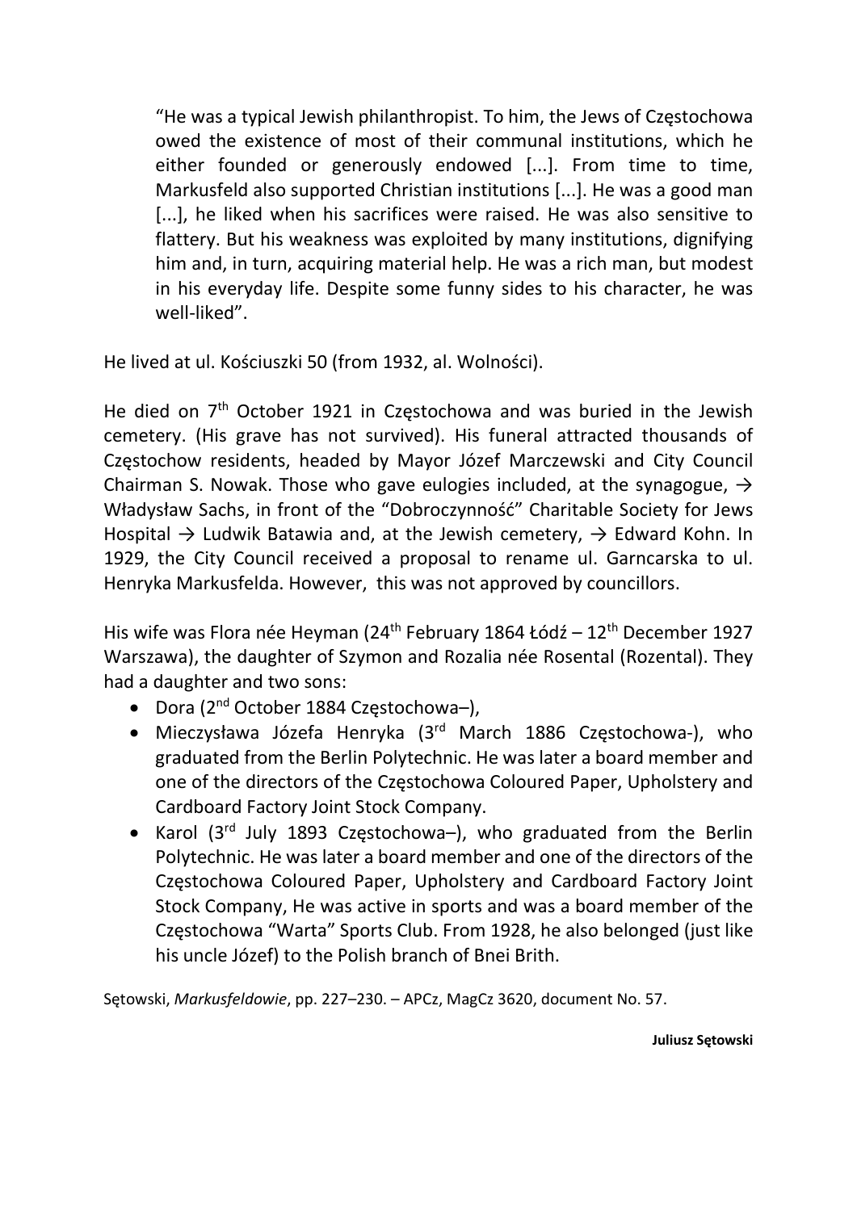> "He was a typical Jewish philanthropist. To him, the Jews of Częstochowa owed the existence of most of their communal institutions, which he either founded or generously endowed [...]. From time to time, Markusfeld also supported Christian institutions [...]. He was a good man [...], he liked when his sacrifices were raised. He was also sensitive to flattery. But his weakness was exploited by many institutions, dignifying him and, in turn, acquiring material help. He was a rich man, but modest in his everyday life. Despite some funny sides to his character, he was well-liked".

He lived at ul. Kościuszki 50 (from 1932, al. Wolności).

He died on 7th October 1921 in Częstochowa and was buried in the Jewish cemetery. (His grave has not survived). His funeral attracted thousands of Częstochow residents, headed by Mayor Józef Marczewski and City Council Chairman S. Nowak. Those who gave eulogies included, at the synagogue, → Władysław Sachs, in front of the "Dobroczynność" Charitable Society for Jews Hospital → Ludwik Batawia and, at the Jewish cemetery, → Edward Kohn. In 1929, the City Council received a proposal to rename ul. Garncarska to ul. Henryka Markusfelda. However, this was not approved by councillors.

His wife was Flora née Heyman (24th February 1864 Łódź – 12th December 1927 Warszawa), the daughter of Szymon and Rozalia née Rosental (Rozental). They had a daughter and two sons:

- Dora (2nd October 1884 Częstochowa–),
- Mieczysława Józefa Henryka (3rd March 1886 Częstochowa-), who graduated from the Berlin Polytechnic. He was later a board member and one of the directors of the Częstochowa Coloured Paper, Upholstery and Cardboard Factory Joint Stock Company.
- Karol (3rd July 1893 Częstochowa–), who graduated from the Berlin Polytechnic. He was later a board member and one of the directors of the Częstochowa Coloured Paper, Upholstery and Cardboard Factory Joint Stock Company, He was active in sports and was a board member of the Częstochowa "Warta" Sports Club. From 1928, he also belonged (just like his uncle Józef) to the Polish branch of Bnei Brith.

Sętowski, *Markusfeldowie*, pp. 227–230. – APCz, MagCz 3620, document No. 57.

**Juliusz Sętowski**